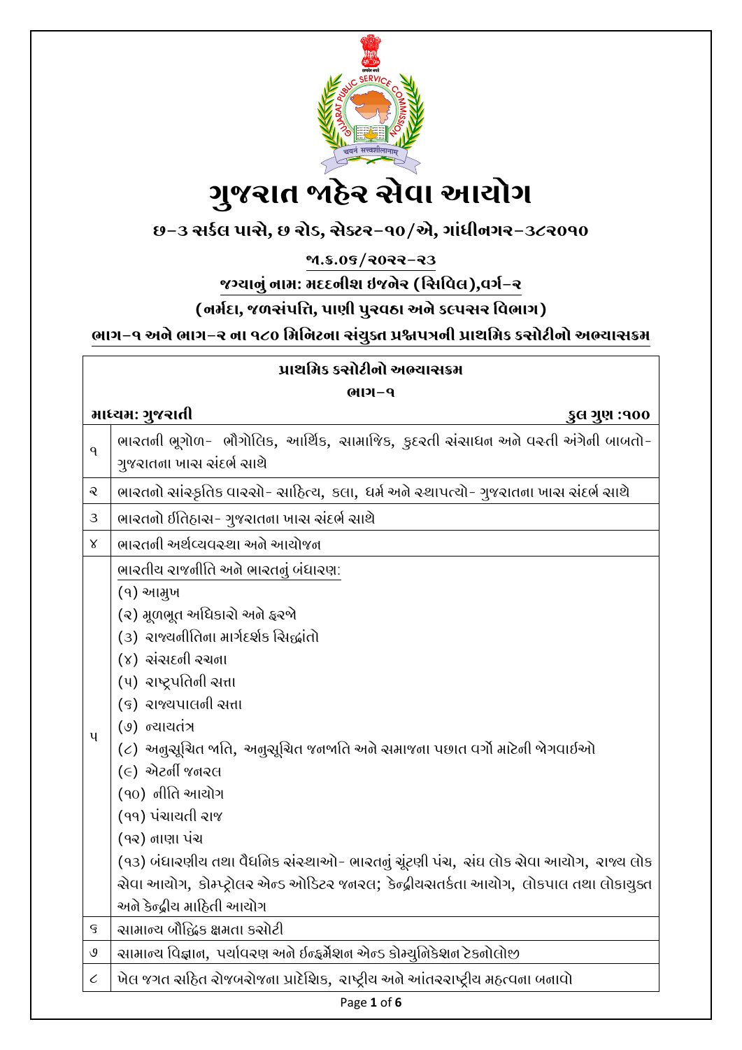# ગુજરાત જાહેર સેવા આયોગ

**છ-૩ સર્કલ પાસે, છ રોડ, સેક્ટર-૧૦/એ, ગાંધીનગર-૩૮૨૦૧૦**

**જા.ક્ર.૦૬/૨૦૨૨-૨૩**

**જગ્યાનું નામ: મદદનીશ ઈજનેર (સિવિલ),વર્ગ-૨**

**(નર્મદા, જળસંપત્તિ, પાણી પુરવઠા અને કલ્પસર વિભાગ)**

**ભાગ-૧ અને ભાગ-૨ ના ૧૮૦ મિનિટના સંયુક્ત પ્રશ્નપત્રની પ્રાથમિક કસોટીનો અભ્યાસક્રમ**

**પ્રાથમિક કસોટીનો અભ્યાસક્રમ**

**ભાગ-૧**

**માધ્યમ: ગુજરાતી** | **કુલ ગુણ :૧૦૦**

| | |
|---|---|
| ૧ | ભારતની ભૂગોળ- ભૌગોલિક, આર્થિક, સામાજિક, કુદરતી સંસાધન અને વસ્તી અંગેની બાબતો- ગુજરાતના ખાસ સંદર્ભ સાથે |
| ૨ | ભારતનો સાંસ્કૃતિક વારસો- સાહિત્ય, કલા, ધર્મ અને સ્થાપત્યો- ગુજરાતના ખાસ સંદર્ભ સાથે |
| ૩ | ભારતનો ઈતિહાસ- ગુજરાતના ખાસ સંદર્ભ સાથે |
| ૪ | ભારતની અર્થવ્યવસ્થા અને આયોજન |
| ૫ | ભારતીય રાજનીતિ અને ભારતનું બંધારણ:<br>(૧) આમુખ<br>(૨) મૂળભૂત અધિકારો અને ફરજો<br>(૩) રાજ્યનીતિના માર્ગદર્શક સિદ્ધાંતો<br>(૪) સંસદની રચના<br>(૫) રાષ્ટ્રપતિની સત્તા<br>(૬) રાજ્યપાલની સત્તા<br>(૭) ન્યાયતંત્ર<br>(૮) અનુસૂચિત જાતિ, અનુસૂચિત જનજાતિ અને સમાજના પછાત વર્ગો માટેની જોગવાઈઓ<br>(૯) એટર્ની જનરલ<br>(૧૦) નીતિ આયોગ<br>(૧૧) પંચાયતી રાજ<br>(૧૨) નાણા પંચ<br>(૧૩) બંધારણીય તથા વૈધનિક સંસ્થાઓ- ભારતનું ચૂંટણી પંચ, સંઘ લોક સેવા આયોગ, રાજ્ય લોક સેવા આયોગ, કોમ્પ્ટ્રોલર એન્ડ ઓડિટર જનરલ; કેન્દ્રીયસતર્કતા આયોગ, લોકપાલ તથા લોકાયુક્ત અને કેન્દ્રીય માહિતી આયોગ |
| ૬ | સામાન્ય બૌદ્ધિક ક્ષમતા કસોટી |
| ૭ | સામાન્ય વિજ્ઞાન, પર્યાવરણ અને ઈન્ફર્મેશન એન્ડ કોમ્યુનિકેશન ટેકનોલોજી |
| ૮ | ખેલ જગત સહિત રોજબરોજના પ્રાદેશિક, રાષ્ટ્રીય અને આંતરરાષ્ટ્રીય મહત્વના બનાવો |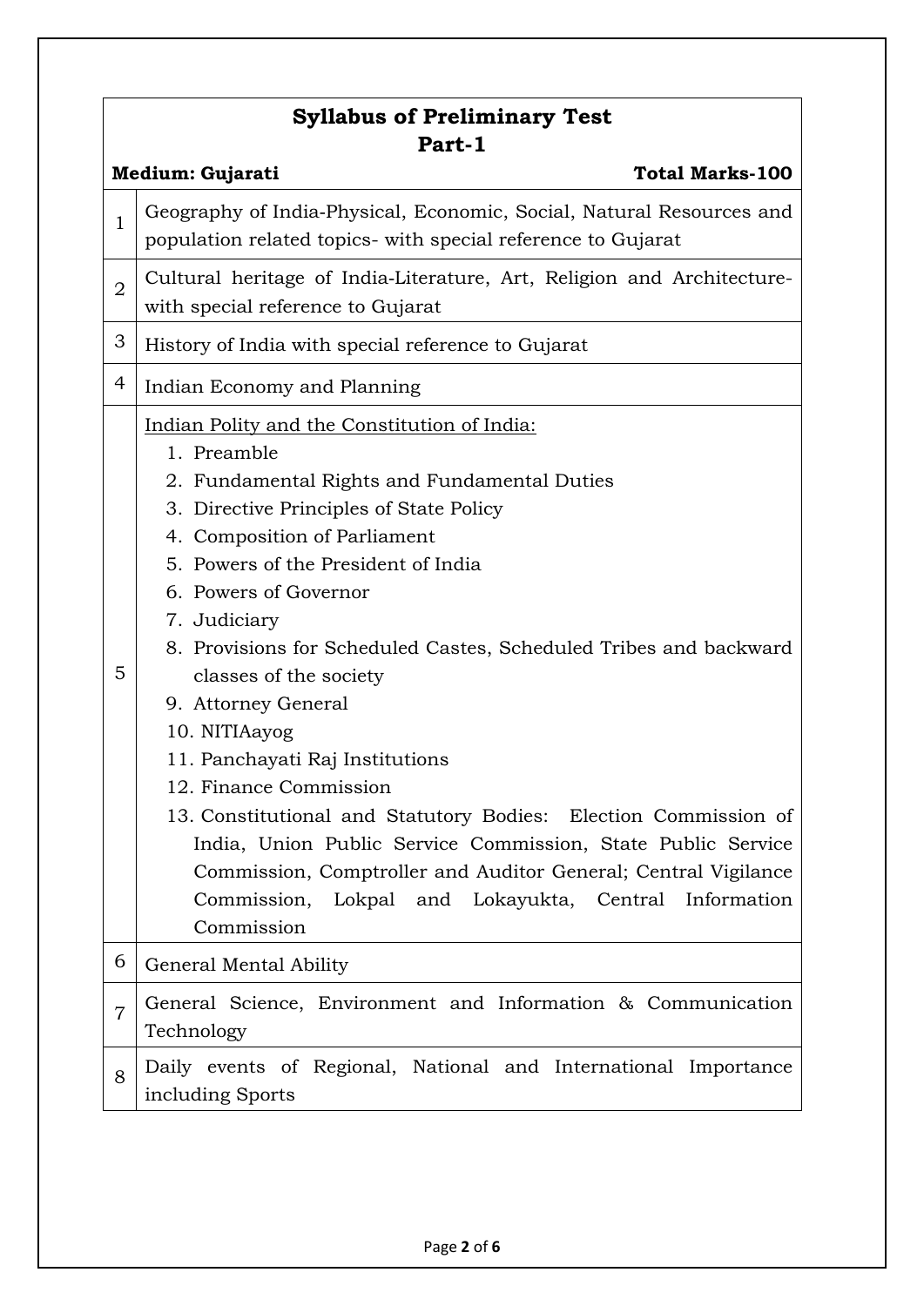## Syllabus of Preliminary Test
## Part-1

**Medium: Gujarati** **Total Marks-100**

| | |
|---|---|
| 1 | Geography of India-Physical, Economic, Social, Natural Resources and population related topics- with special reference to Gujarat |
| 2 | Cultural heritage of India-Literature, Art, Religion and Architecture-with special reference to Gujarat |
| 3 | History of India with special reference to Gujarat |
| 4 | Indian Economy and Planning |
| 5 | Indian Polity and the Constitution of India:<br>1. Preamble<br>2. Fundamental Rights and Fundamental Duties<br>3. Directive Principles of State Policy<br>4. Composition of Parliament<br>5. Powers of the President of India<br>6. Powers of Governor<br>7. Judiciary<br>8. Provisions for Scheduled Castes, Scheduled Tribes and backward classes of the society<br>9. Attorney General<br>10. NITIAayog<br>11. Panchayati Raj Institutions<br>12. Finance Commission<br>13. Constitutional and Statutory Bodies: Election Commission of India, Union Public Service Commission, State Public Service Commission, Comptroller and Auditor General; Central Vigilance Commission, Lokpal and Lokayukta, Central Information Commission |
| 6 | General Mental Ability |
| 7 | General Science, Environment and Information & Communication Technology |
| 8 | Daily events of Regional, National and International Importance including Sports |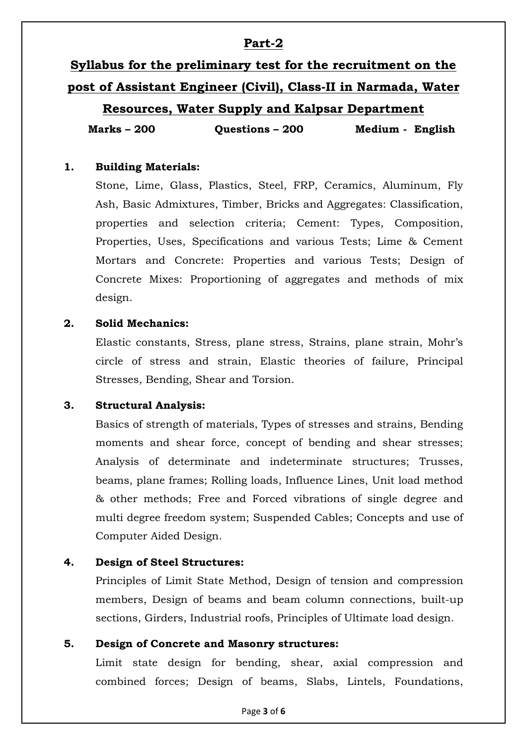## Part-2

## Syllabus for the preliminary test for the recruitment on the post of Assistant Engineer (Civil), Class-II in Narmada, Water Resources, Water Supply and Kalpsar Department

**Marks – 200** **Questions – 200** **Medium - English**

**1. Building Materials:**

Stone, Lime, Glass, Plastics, Steel, FRP, Ceramics, Aluminum, Fly Ash, Basic Admixtures, Timber, Bricks and Aggregates: Classification, properties and selection criteria; Cement: Types, Composition, Properties, Uses, Specifications and various Tests; Lime & Cement Mortars and Concrete: Properties and various Tests; Design of Concrete Mixes: Proportioning of aggregates and methods of mix design.

**2. Solid Mechanics:**

Elastic constants, Stress, plane stress, Strains, plane strain, Mohr's circle of stress and strain, Elastic theories of failure, Principal Stresses, Bending, Shear and Torsion.

**3. Structural Analysis:**

Basics of strength of materials, Types of stresses and strains, Bending moments and shear force, concept of bending and shear stresses; Analysis of determinate and indeterminate structures; Trusses, beams, plane frames; Rolling loads, Influence Lines, Unit load method & other methods; Free and Forced vibrations of single degree and multi degree freedom system; Suspended Cables; Concepts and use of Computer Aided Design.

**4. Design of Steel Structures:**

Principles of Limit State Method, Design of tension and compression members, Design of beams and beam column connections, built-up sections, Girders, Industrial roofs, Principles of Ultimate load design.

**5. Design of Concrete and Masonry structures:**

Limit state design for bending, shear, axial compression and combined forces; Design of beams, Slabs, Lintels, Foundations,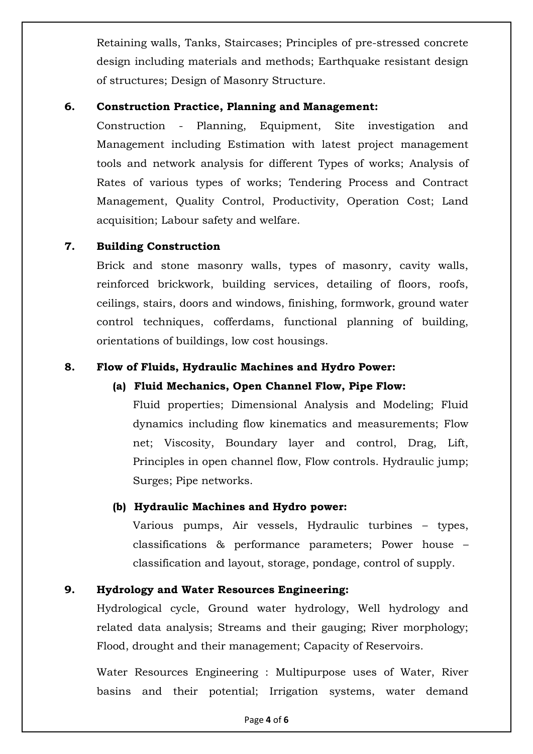Retaining walls, Tanks, Staircases; Principles of pre-stressed concrete design including materials and methods; Earthquake resistant design of structures; Design of Masonry Structure.

**6. Construction Practice, Planning and Management:**

Construction - Planning, Equipment, Site investigation and Management including Estimation with latest project management tools and network analysis for different Types of works; Analysis of Rates of various types of works; Tendering Process and Contract Management, Quality Control, Productivity, Operation Cost; Land acquisition; Labour safety and welfare.

**7. Building Construction**

Brick and stone masonry walls, types of masonry, cavity walls, reinforced brickwork, building services, detailing of floors, roofs, ceilings, stairs, doors and windows, finishing, formwork, ground water control techniques, cofferdams, functional planning of building, orientations of buildings, low cost housings.

**8. Flow of Fluids, Hydraulic Machines and Hydro Power:**

**(a) Fluid Mechanics, Open Channel Flow, Pipe Flow:**

Fluid properties; Dimensional Analysis and Modeling; Fluid dynamics including flow kinematics and measurements; Flow net; Viscosity, Boundary layer and control, Drag, Lift, Principles in open channel flow, Flow controls. Hydraulic jump; Surges; Pipe networks.

**(b) Hydraulic Machines and Hydro power:**

Various pumps, Air vessels, Hydraulic turbines – types, classifications & performance parameters; Power house – classification and layout, storage, pondage, control of supply.

**9. Hydrology and Water Resources Engineering:**

Hydrological cycle, Ground water hydrology, Well hydrology and related data analysis; Streams and their gauging; River morphology; Flood, drought and their management; Capacity of Reservoirs.

Water Resources Engineering : Multipurpose uses of Water, River basins and their potential; Irrigation systems, water demand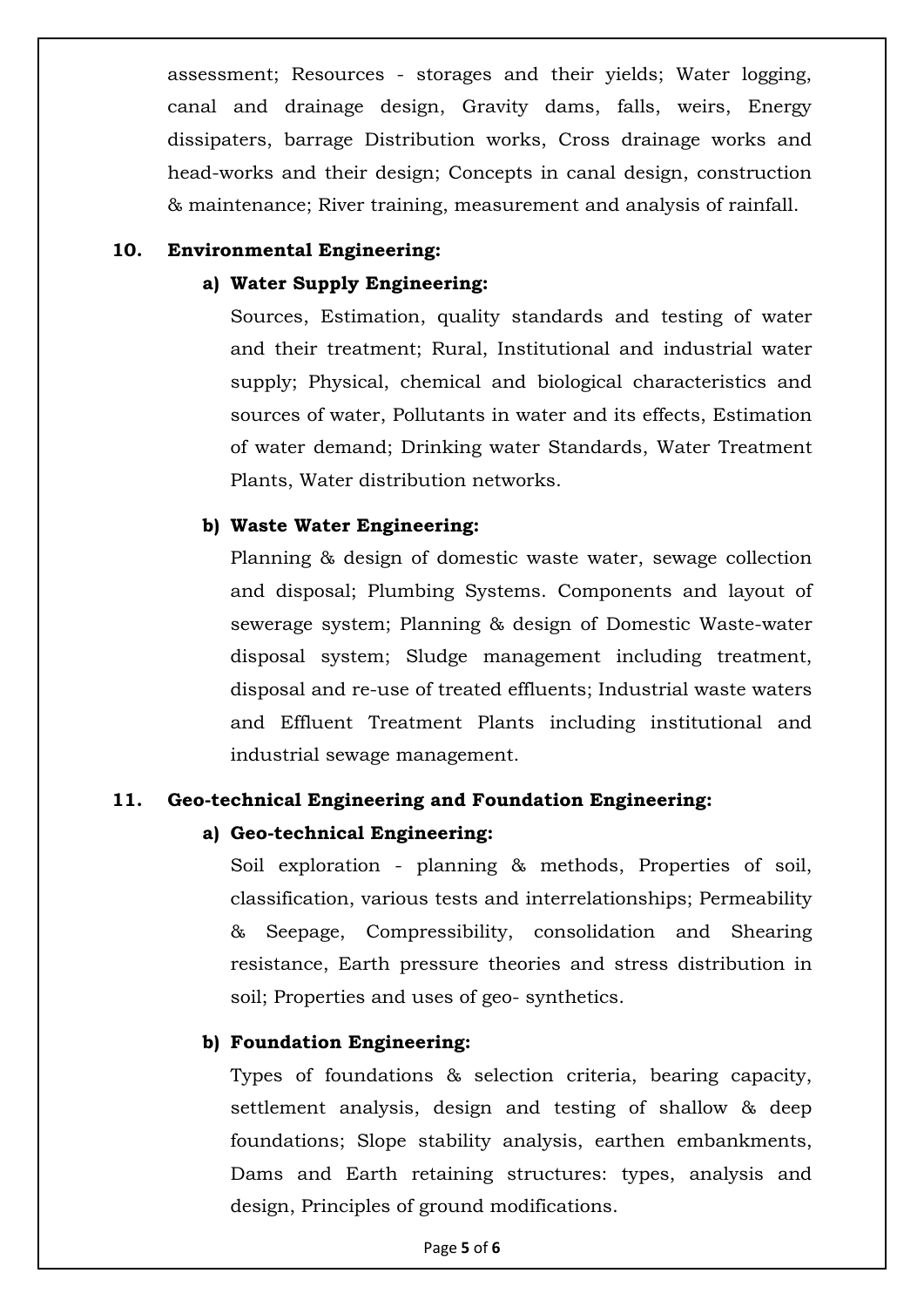assessment; Resources - storages and their yields; Water logging, canal and drainage design, Gravity dams, falls, weirs, Energy dissipaters, barrage Distribution works, Cross drainage works and head-works and their design; Concepts in canal design, construction & maintenance; River training, measurement and analysis of rainfall.

**10. Environmental Engineering:**

**a) Water Supply Engineering:**

Sources, Estimation, quality standards and testing of water and their treatment; Rural, Institutional and industrial water supply; Physical, chemical and biological characteristics and sources of water, Pollutants in water and its effects, Estimation of water demand; Drinking water Standards, Water Treatment Plants, Water distribution networks.

**b) Waste Water Engineering:**

Planning & design of domestic waste water, sewage collection and disposal; Plumbing Systems. Components and layout of sewerage system; Planning & design of Domestic Waste-water disposal system; Sludge management including treatment, disposal and re-use of treated effluents; Industrial waste waters and Effluent Treatment Plants including institutional and industrial sewage management.

**11. Geo-technical Engineering and Foundation Engineering:**

**a) Geo-technical Engineering:**

Soil exploration - planning & methods, Properties of soil, classification, various tests and interrelationships; Permeability & Seepage, Compressibility, consolidation and Shearing resistance, Earth pressure theories and stress distribution in soil; Properties and uses of geo- synthetics.

**b) Foundation Engineering:**

Types of foundations & selection criteria, bearing capacity, settlement analysis, design and testing of shallow & deep foundations; Slope stability analysis, earthen embankments, Dams and Earth retaining structures: types, analysis and design, Principles of ground modifications.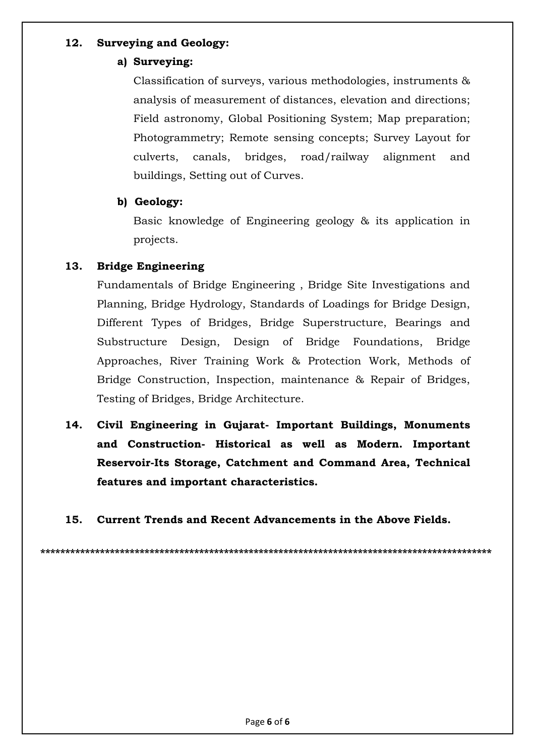**12. Surveying and Geology:**

**a) Surveying:**

Classification of surveys, various methodologies, instruments & analysis of measurement of distances, elevation and directions; Field astronomy, Global Positioning System; Map preparation; Photogrammetry; Remote sensing concepts; Survey Layout for culverts, canals, bridges, road/railway alignment and buildings, Setting out of Curves.

**b) Geology:**

Basic knowledge of Engineering geology & its application in projects.

**13. Bridge Engineering**

Fundamentals of Bridge Engineering , Bridge Site Investigations and Planning, Bridge Hydrology, Standards of Loadings for Bridge Design, Different Types of Bridges, Bridge Superstructure, Bearings and Substructure Design, Design of Bridge Foundations, Bridge Approaches, River Training Work & Protection Work, Methods of Bridge Construction, Inspection, maintenance & Repair of Bridges, Testing of Bridges, Bridge Architecture.

**14. Civil Engineering in Gujarat- Important Buildings, Monuments and Construction- Historical as well as Modern. Important Reservoir-Its Storage, Catchment and Command Area, Technical features and important characteristics.**

**15. Current Trends and Recent Advancements in the Above Fields.**

*******************************************************************************************